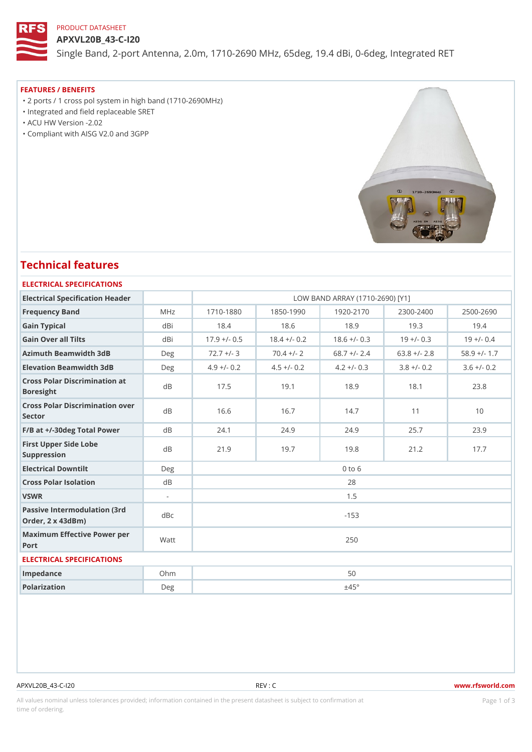PRODUCT DATASHEET

# APXVL20B_43-C-I20

Single Band, 2-port Antenna, 2.0m, 1710-2690 MHz, 65deg, 19.4 dBi, 0-6deg, Integrated RET

## FEATURES / BENEFITS

- 2 ports / 1 cross pol system in high band (1710-2690MHz)
- Integrated and field replaceable SRET
- ACU HW Version -2.02
- Compliant with AISG V2.0 and 3GPP

# Technical features

## ELECTRICAL SPECIFICATIONS

| Electrical Specification Header | | LOW BAND ARRAY (1710-2690) [Y1] | | | | |
|---|---|---|---|---|---|---|
| Frequency Band | MHz | 1710-1880 | 1850-1990 | 1920-2170 | 2300-2400 | 2500-2690 |
| Gain Typical | dBi | 18.4 | 18.6 | 18.9 | 19.3 | 19.4 |
| Gain Over all Tilts | dBi | 17.9 +/- 0.5 | 18.4 +/- 0.2 | 18.6 +/- 0.3 | 19 +/- 0.3 | 19 +/- 0.4 |
| Azimuth Beamwidth 3dB | Deg | 72.7 +/- 3 | 70.4 +/- 2 | 68.7 +/- 2.4 | 63.8 +/- 2.8 | 58.9 +/- 1.7 |
| Elevation Beamwidth 3dB | Deg | 4.9 +/- 0.2 | 4.5 +/- 0.2 | 4.2 +/- 0.3 | 3.8 +/- 0.2 | 3.6 +/- 0.2 |
| Cross Polar Discrimination at Boresight | dB | 17.5 | 19.1 | 18.9 | 18.1 | 23.8 |
| Cross Polar Discrimination over Sector | dB | 16.6 | 16.7 | 14.7 | 11 | 10 |
| F/B at +/-30deg Total Power | dB | 24.1 | 24.9 | 24.9 | 25.7 | 23.9 |
| First Upper Side Lobe Suppression | dB | 21.9 | 19.7 | 19.8 | 21.2 | 17.7 |
| Electrical Downtilt | Deg | 0 to 6 | | | | |
| Cross Polar Isolation | dB | 28 | | | | |
| VSWR | - | 1.5 | | | | |
| Passive Intermodulation (3rd Order, 2 x 43dBm) | dBc | -153 | | | | |
| Maximum Effective Power per Port | Watt | 250 | | | | |

## ELECTRICAL SPECIFICATIONS

| | | |
|---|---|---|
| Impedance | Ohm | 50 |
| Polarization | Deg | ±45° |

APXVL20B_43-C-I20 REV : C www.rfsworld.com

All values nominal unless tolerances provided; information contained in the present datasheet is subject to confirmation at time of ordering.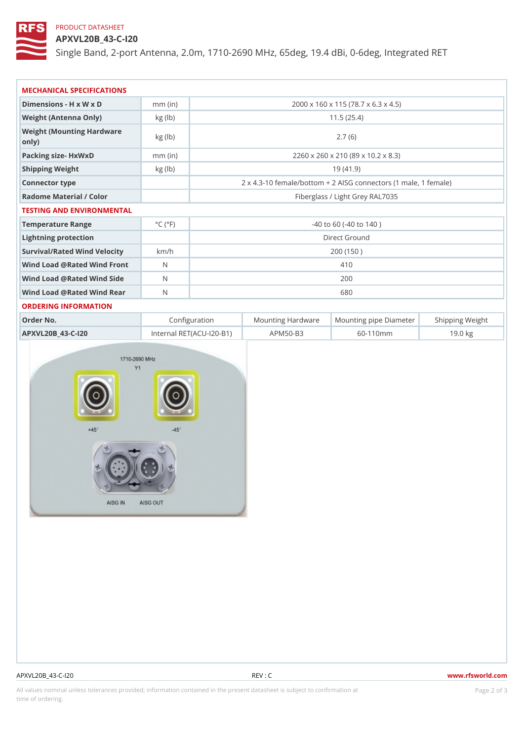PRODUCT DATASHEET

# APXVL20B_43-C-I20

Single Band, 2-port Antenna, 2.0m, 1710-2690 MHz, 65deg, 19.4 dBi, 0-6deg, Integrated RET

## MECHANICAL SPECIFICATIONS

| | | |
|---|---|---|
| Dimensions - H x W x D | mm (in) | 2000 x 160 x 115 (78.7 x 6.3 x 4.5) |
| Weight (Antenna Only) | kg (lb) | 11.5 (25.4) |
| Weight (Mounting Hardware only) | kg (lb) | 2.7 (6) |
| Packing size- HxWxD | mm (in) | 2260 x 260 x 210 (89 x 10.2 x 8.3) |
| Shipping Weight | kg (lb) | 19 (41.9) |
| Connector type | | 2 x 4.3-10 female/bottom + 2 AISG connectors (1 male, 1 female) |
| Radome Material / Color | | Fiberglass / Light Grey RAL7035 |

## TESTING AND ENVIRONMENTAL

| | | |
|---|---|---|
| Temperature Range | °C (°F) | -40 to 60 (-40 to 140 ) |
| Lightning protection | | Direct Ground |
| Survival/Rated Wind Velocity | km/h | 200 (150 ) |
| Wind Load @Rated Wind Front | N | 410 |
| Wind Load @Rated Wind Side | N | 200 |
| Wind Load @Rated Wind Rear | N | 680 |

## ORDERING INFORMATION

| Order No. | Configuration | Mounting Hardware | Mounting pipe Diameter | Shipping Weight |
|---|---|---|---|---|
| APXVL20B_43-C-I20 | Internal RET(ACU-I20-B1) | APM50-B3 | 60-110mm | 19.0 kg |

APXVL20B_43-C-I20 REV : C www.rfsworld.com

All values nominal unless tolerances provided; information contained in the present datasheet is subject to confirmation at time of ordering.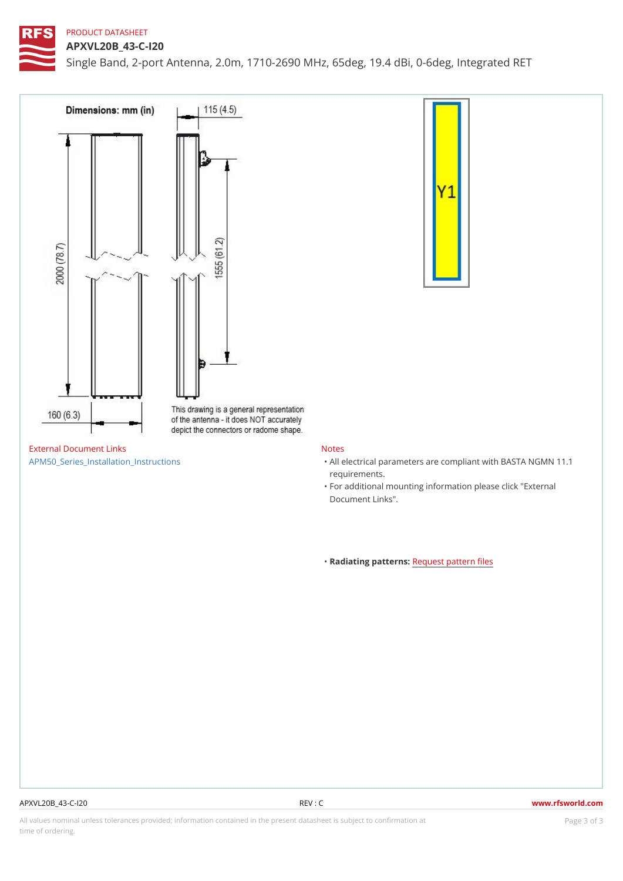PRODUCT DATASHEET

# APXVL20B_43-C-I20

Single Band, 2-port Antenna, 2.0m, 1710-2690 MHz, 65deg, 19.4 dBi, 0-6deg, Integrated RET

Dimensions: mm (in)

115 (4.5)

2000 (78.7)

1555 (61.2)

160 (6.3)

This drawing is a general representation of the antenna - it does NOT accurately depict the connectors or radome shape.

Y1

## External Document Links

APM50_Series_Installation_Instructions

## Notes

- All electrical parameters are compliant with BASTA NGMN 11.1 requirements.
- For additional mounting information please click "External Document Links".

- **Radiating patterns:** Request pattern files

APXVL20B_43-C-I20 REV : C www.rfsworld.com

All values nominal unless tolerances provided; information contained in the present datasheet is subject to confirmation at time of ordering.